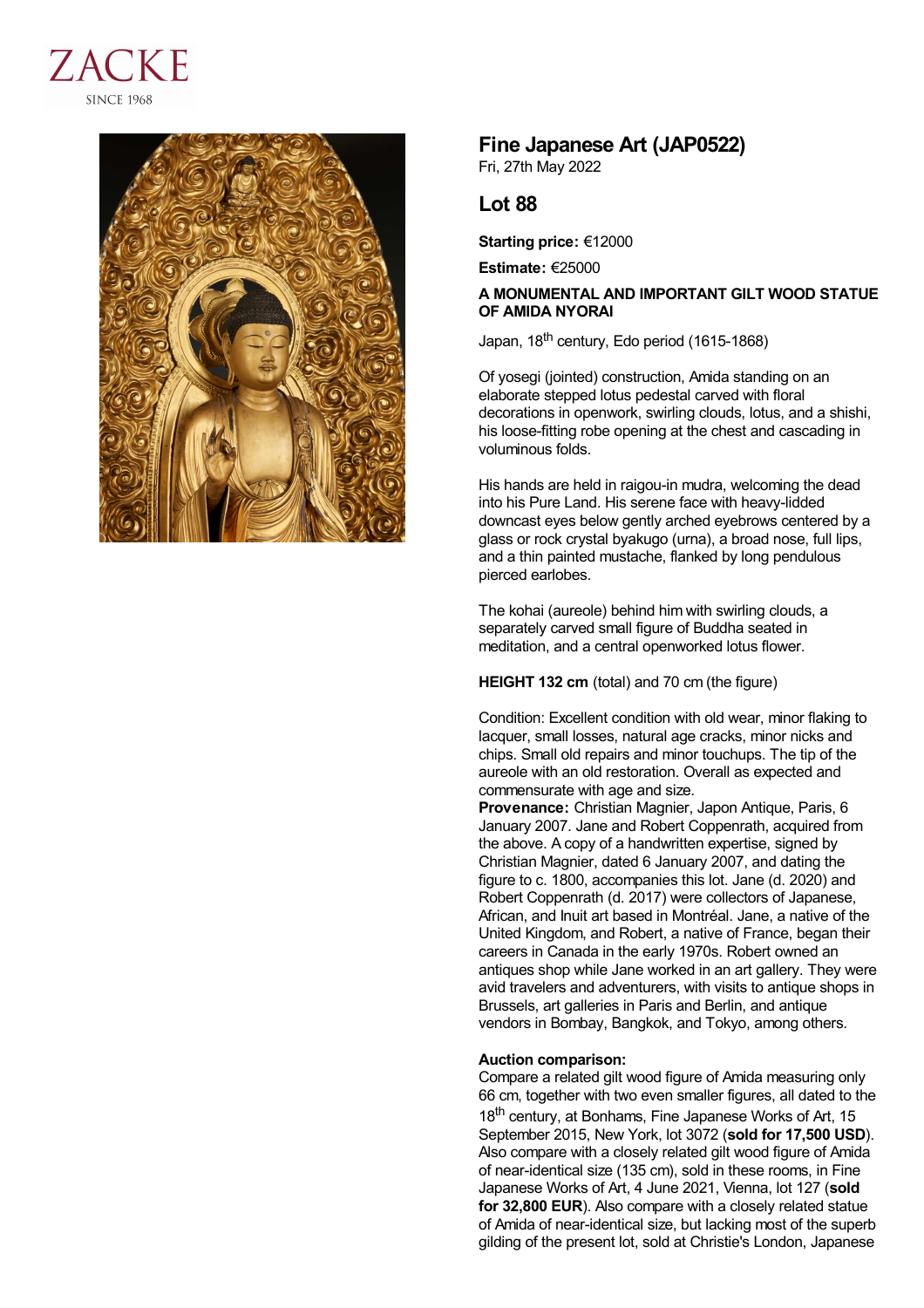ZACKE
SINCE 1968

## Fine Japanese Art (JAP0522)

Fri, 27th May 2022

## Lot 88

**Starting price:** €12000

**Estimate:** €25000

**A MONUMENTAL AND IMPORTANT GILT WOOD STATUE OF AMIDA NYORAI**

Japan, 18th century, Edo period (1615-1868)

Of yosegi (jointed) construction, Amida standing on an elaborate stepped lotus pedestal carved with floral decorations in openwork, swirling clouds, lotus, and a shishi, his loose-fitting robe opening at the chest and cascading in voluminous folds.

His hands are held in raigou-in mudra, welcoming the dead into his Pure Land. His serene face with heavy-lidded downcast eyes below gently arched eyebrows centered by a glass or rock crystal byakugo (urna), a broad nose, full lips, and a thin painted mustache, flanked by long pendulous pierced earlobes.

The kohai (aureole) behind him with swirling clouds, a separately carved small figure of Buddha seated in meditation, and a central openworked lotus flower.

**HEIGHT 132 cm** (total) and 70 cm (the figure)

Condition: Excellent condition with old wear, minor flaking to lacquer, small losses, natural age cracks, minor nicks and chips. Small old repairs and minor touchups. The tip of the aureole with an old restoration. Overall as expected and commensurate with age and size.

**Provenance:** Christian Magnier, Japon Antique, Paris, 6 January 2007. Jane and Robert Coppenrath, acquired from the above. A copy of a handwritten expertise, signed by Christian Magnier, dated 6 January 2007, and dating the figure to c. 1800, accompanies this lot. Jane (d. 2020) and Robert Coppenrath (d. 2017) were collectors of Japanese, African, and Inuit art based in Montréal. Jane, a native of the United Kingdom, and Robert, a native of France, began their careers in Canada in the early 1970s. Robert owned an antiques shop while Jane worked in an art gallery. They were avid travelers and adventurers, with visits to antique shops in Brussels, art galleries in Paris and Berlin, and antique vendors in Bombay, Bangkok, and Tokyo, among others.

**Auction comparison:**

Compare a related gilt wood figure of Amida measuring only 66 cm, together with two even smaller figures, all dated to the 18th century, at Bonhams, Fine Japanese Works of Art, 15 September 2015, New York, lot 3072 (**sold for 17,500 USD**). Also compare with a closely related gilt wood figure of Amida of near-identical size (135 cm), sold in these rooms, in Fine Japanese Works of Art, 4 June 2021, Vienna, lot 127 (**sold for 32,800 EUR**). Also compare with a closely related statue of Amida of near-identical size, but lacking most of the superb gilding of the present lot, sold at Christie's London, Japanese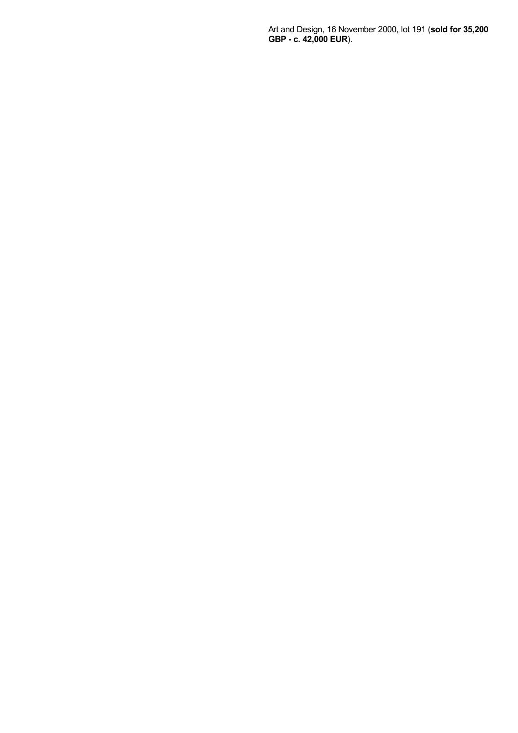Art and Design, 16 November 2000, lot 191 (**sold for 35,200 GBP - c. 42,000 EUR**).